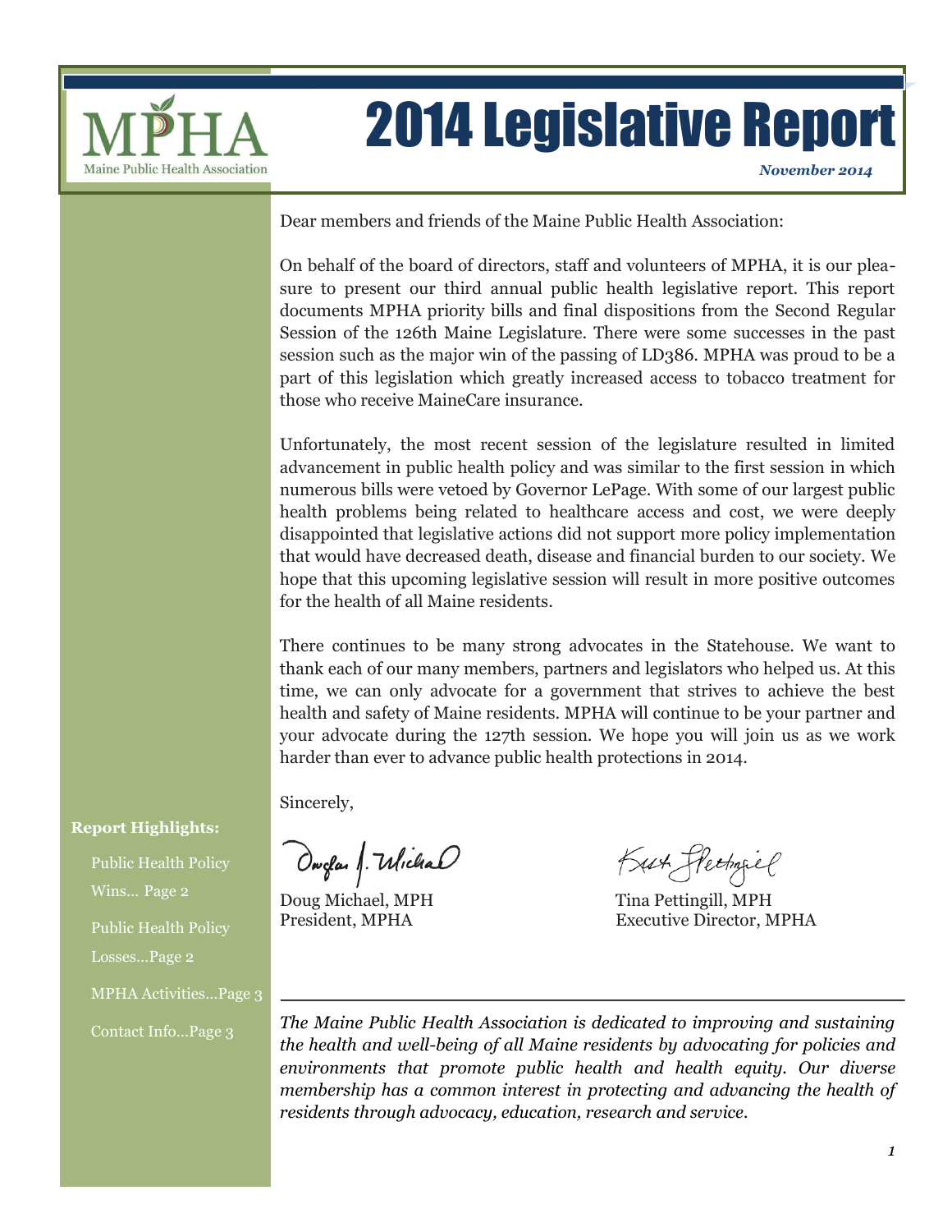MPHA

Maine Public Health Association

# 2014 Legislative Report

*November 2014*

Dear members and friends of the Maine Public Health Association:

On behalf of the board of directors, staff and volunteers of MPHA, it is our pleasure to present our third annual public health legislative report. This report documents MPHA priority bills and final dispositions from the Second Regular Session of the 126th Maine Legislature. There were some successes in the past session such as the major win of the passing of LD386. MPHA was proud to be a part of this legislation which greatly increased access to tobacco treatment for those who receive MaineCare insurance.

Unfortunately, the most recent session of the legislature resulted in limited advancement in public health policy and was similar to the first session in which numerous bills were vetoed by Governor LePage. With some of our largest public health problems being related to healthcare access and cost, we were deeply disappointed that legislative actions did not support more policy implementation that would have decreased death, disease and financial burden to our society. We hope that this upcoming legislative session will result in more positive outcomes for the health of all Maine residents.

There continues to be many strong advocates in the Statehouse. We want to thank each of our many members, partners and legislators who helped us. At this time, we can only advocate for a government that strives to achieve the best health and safety of Maine residents. MPHA will continue to be your partner and your advocate during the 127th session. We hope you will join us as we work harder than ever to advance public health protections in 2014.

Sincerely,

Doug Michael, MPH
President, MPHA

Tina Pettingill, MPH
Executive Director, MPHA

**Report Highlights:**

Public Health Policy Wins… Page 2

Public Health Policy Losses…Page 2

MPHA Activities…Page 3

Contact Info…Page 3

---

*The Maine Public Health Association is dedicated to improving and sustaining the health and well-being of all Maine residents by advocating for policies and environments that promote public health and health equity. Our diverse membership has a common interest in protecting and advancing the health of residents through advocacy, education, research and service.*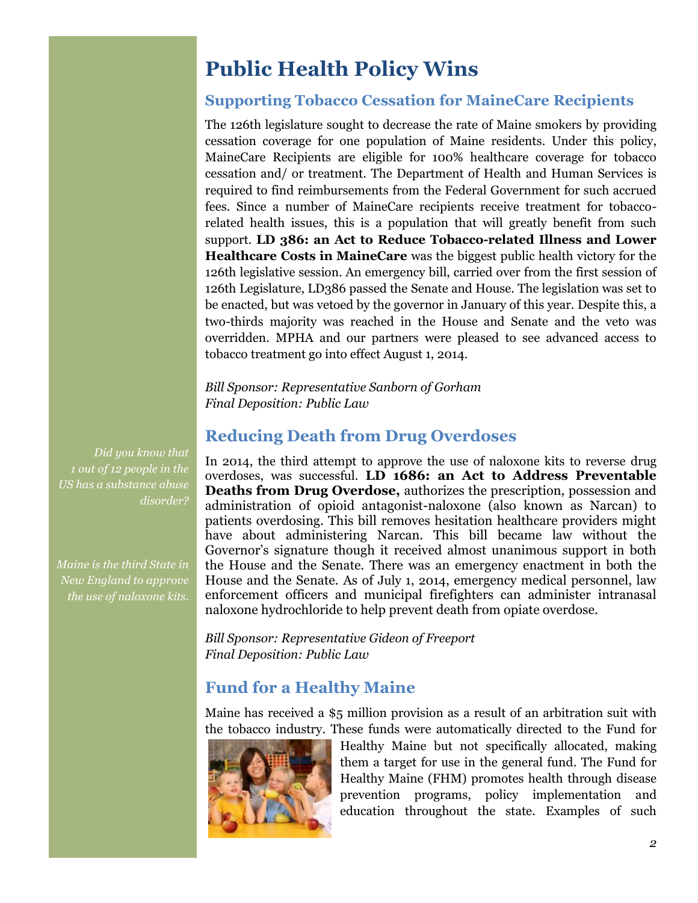# Public Health Policy Wins

## Supporting Tobacco Cessation for MaineCare Recipients

The 126th legislature sought to decrease the rate of Maine smokers by providing cessation coverage for one population of Maine residents. Under this policy, MaineCare Recipients are eligible for 100% healthcare coverage for tobacco cessation and/ or treatment. The Department of Health and Human Services is required to find reimbursements from the Federal Government for such accrued fees. Since a number of MaineCare recipients receive treatment for tobacco-related health issues, this is a population that will greatly benefit from such support. **LD 386: an Act to Reduce Tobacco-related Illness and Lower Healthcare Costs in MaineCare** was the biggest public health victory for the 126th legislative session. An emergency bill, carried over from the first session of 126th Legislature, LD386 passed the Senate and House. The legislation was set to be enacted, but was vetoed by the governor in January of this year. Despite this, a two-thirds majority was reached in the House and Senate and the veto was overridden. MPHA and our partners were pleased to see advanced access to tobacco treatment go into effect August 1, 2014.

*Bill Sponsor: Representative Sanborn of Gorham*
*Final Deposition: Public Law*

## Reducing Death from Drug Overdoses

*Did you know that 1 out of 12 people in the US has a substance abuse disorder?*

*Maine is the third State in New England to approve the use of naloxone kits.*

In 2014, the third attempt to approve the use of naloxone kits to reverse drug overdoses, was successful. **LD 1686: an Act to Address Preventable Deaths from Drug Overdose,** authorizes the prescription, possession and administration of opioid antagonist-naloxone (also known as Narcan) to patients overdosing. This bill removes hesitation healthcare providers might have about administering Narcan. This bill became law without the Governor's signature though it received almost unanimous support in both the House and the Senate. There was an emergency enactment in both the House and the Senate. As of July 1, 2014, emergency medical personnel, law enforcement officers and municipal firefighters can administer intranasal naloxone hydrochloride to help prevent death from opiate overdose.

*Bill Sponsor: Representative Gideon of Freeport*
*Final Deposition: Public Law*

## Fund for a Healthy Maine

Maine has received a $5 million provision as a result of an arbitration suit with the tobacco industry. These funds were automatically directed to the Fund for Healthy Maine but not specifically allocated, making them a target for use in the general fund. The Fund for Healthy Maine (FHM) promotes health through disease prevention programs, policy implementation and education throughout the state. Examples of such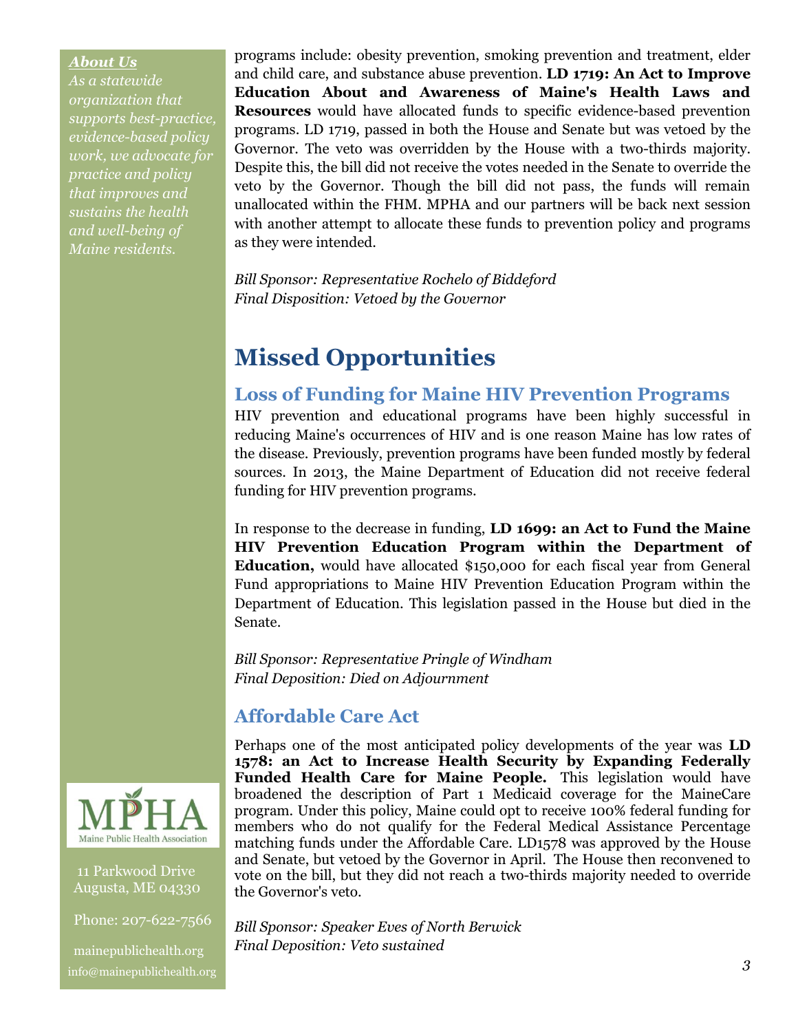programs include: obesity prevention, smoking prevention and treatment, elder and child care, and substance abuse prevention. **LD 1719: An Act to Improve Education About and Awareness of Maine's Health Laws and Resources** would have allocated funds to specific evidence-based prevention programs. LD 1719, passed in both the House and Senate but was vetoed by the Governor. The veto was overridden by the House with a two-thirds majority. Despite this, the bill did not receive the votes needed in the Senate to override the veto by the Governor. Though the bill did not pass, the funds will remain unallocated within the FHM. MPHA and our partners will be back next session with another attempt to allocate these funds to prevention policy and programs as they were intended.

*Bill Sponsor: Representative Rochelo of Biddeford*
*Final Disposition: Vetoed by the Governor*

# Missed Opportunities

## Loss of Funding for Maine HIV Prevention Programs

HIV prevention and educational programs have been highly successful in reducing Maine's occurrences of HIV and is one reason Maine has low rates of the disease. Previously, prevention programs have been funded mostly by federal sources. In 2013, the Maine Department of Education did not receive federal funding for HIV prevention programs.

In response to the decrease in funding, **LD 1699: an Act to Fund the Maine HIV Prevention Education Program within the Department of Education,** would have allocated $150,000 for each fiscal year from General Fund appropriations to Maine HIV Prevention Education Program within the Department of Education. This legislation passed in the House but died in the Senate.

*Bill Sponsor: Representative Pringle of Windham*
*Final Deposition: Died on Adjournment*

## Affordable Care Act

Perhaps one of the most anticipated policy developments of the year was **LD 1578: an Act to Increase Health Security by Expanding Federally Funded Health Care for Maine People.** This legislation would have broadened the description of Part 1 Medicaid coverage for the MaineCare program. Under this policy, Maine could opt to receive 100% federal funding for members who do not qualify for the Federal Medical Assistance Percentage matching funds under the Affordable Care. LD1578 was approved by the House and Senate, but vetoed by the Governor in April. The House then reconvened to vote on the bill, but they did not reach a two-thirds majority needed to override the Governor's veto.

*Bill Sponsor: Speaker Eves of North Berwick*
*Final Deposition: Veto sustained*

***About Us***

*As a statewide organization that supports best-practice, evidence-based policy work, we advocate for practice and policy that improves and sustains the health and well-being of Maine residents.*

MPHA
Maine Public Health Association

11 Parkwood Drive
Augusta, ME 04330

Phone: 207-622-7566

mainepublichealth.org
info@mainepublichealth.org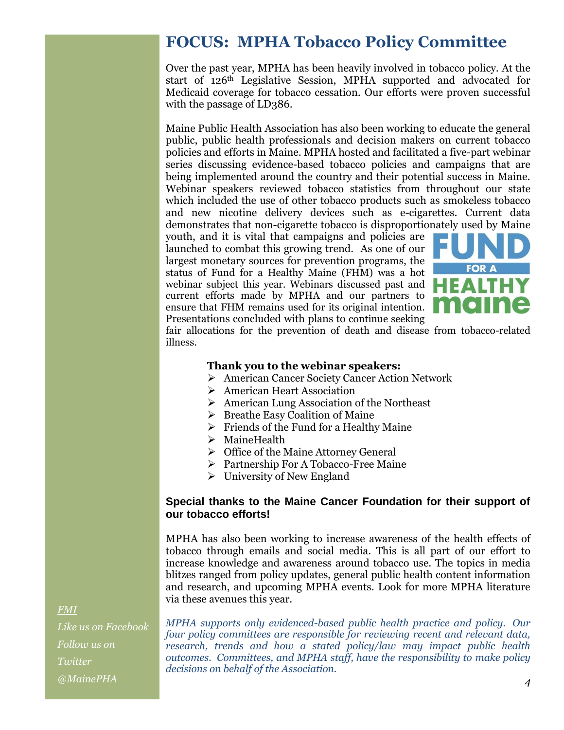# FOCUS: MPHA Tobacco Policy Committee

Over the past year, MPHA has been heavily involved in tobacco policy. At the start of 126th Legislative Session, MPHA supported and advocated for Medicaid coverage for tobacco cessation. Our efforts were proven successful with the passage of LD386.

Maine Public Health Association has also been working to educate the general public, public health professionals and decision makers on current tobacco policies and efforts in Maine. MPHA hosted and facilitated a five-part webinar series discussing evidence-based tobacco policies and campaigns that are being implemented around the country and their potential success in Maine. Webinar speakers reviewed tobacco statistics from throughout our state which included the use of other tobacco products such as smokeless tobacco and new nicotine delivery devices such as e-cigarettes. Current data demonstrates that non-cigarette tobacco is disproportionately used by Maine youth, and it is vital that campaigns and policies are launched to combat this growing trend. As one of our largest monetary sources for prevention programs, the status of Fund for a Healthy Maine (FHM) was a hot webinar subject this year. Webinars discussed past and current efforts made by MPHA and our partners to ensure that FHM remains used for its original intention. Presentations concluded with plans to continue seeking fair allocations for the prevention of death and disease from tobacco-related illness.

FUND FOR A HEALTHY maine

**Thank you to the webinar speakers:**

- American Cancer Society Cancer Action Network
- American Heart Association
- American Lung Association of the Northeast
- Breathe Easy Coalition of Maine
- Friends of the Fund for a Healthy Maine
- MaineHealth
- Office of the Maine Attorney General
- Partnership For A Tobacco-Free Maine
- University of New England

**Special thanks to the Maine Cancer Foundation for their support of our tobacco efforts!**

MPHA has also been working to increase awareness of the health effects of tobacco through emails and social media. This is all part of our effort to increase knowledge and awareness around tobacco use. The topics in media blitzes ranged from policy updates, general public health content information and research, and upcoming MPHA events. Look for more MPHA literature via these avenues this year.

*MPHA supports only evidenced-based public health practice and policy. Our four policy committees are responsible for reviewing recent and relevant data, research, trends and how a stated policy/law may impact public health outcomes. Committees, and MPHA staff, have the responsibility to make policy decisions on behalf of the Association.*

*FMI*

*Like us on Facebook*

*Follow us on Twitter @MainePHA*